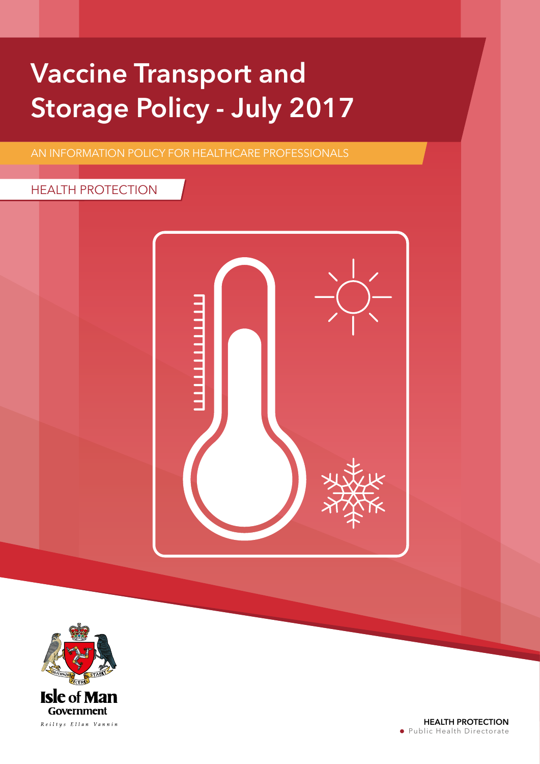# Vaccine Transport and Storage Policy - July 2017

AN INFORMATION POLICY FOR HEALTHCARE PROFESSIONALS

HEALTH PROTECTION

Isle of Man Government

Reiltys Ellan Vannin

**HEALTH PROTECTION**

Public Health Directorate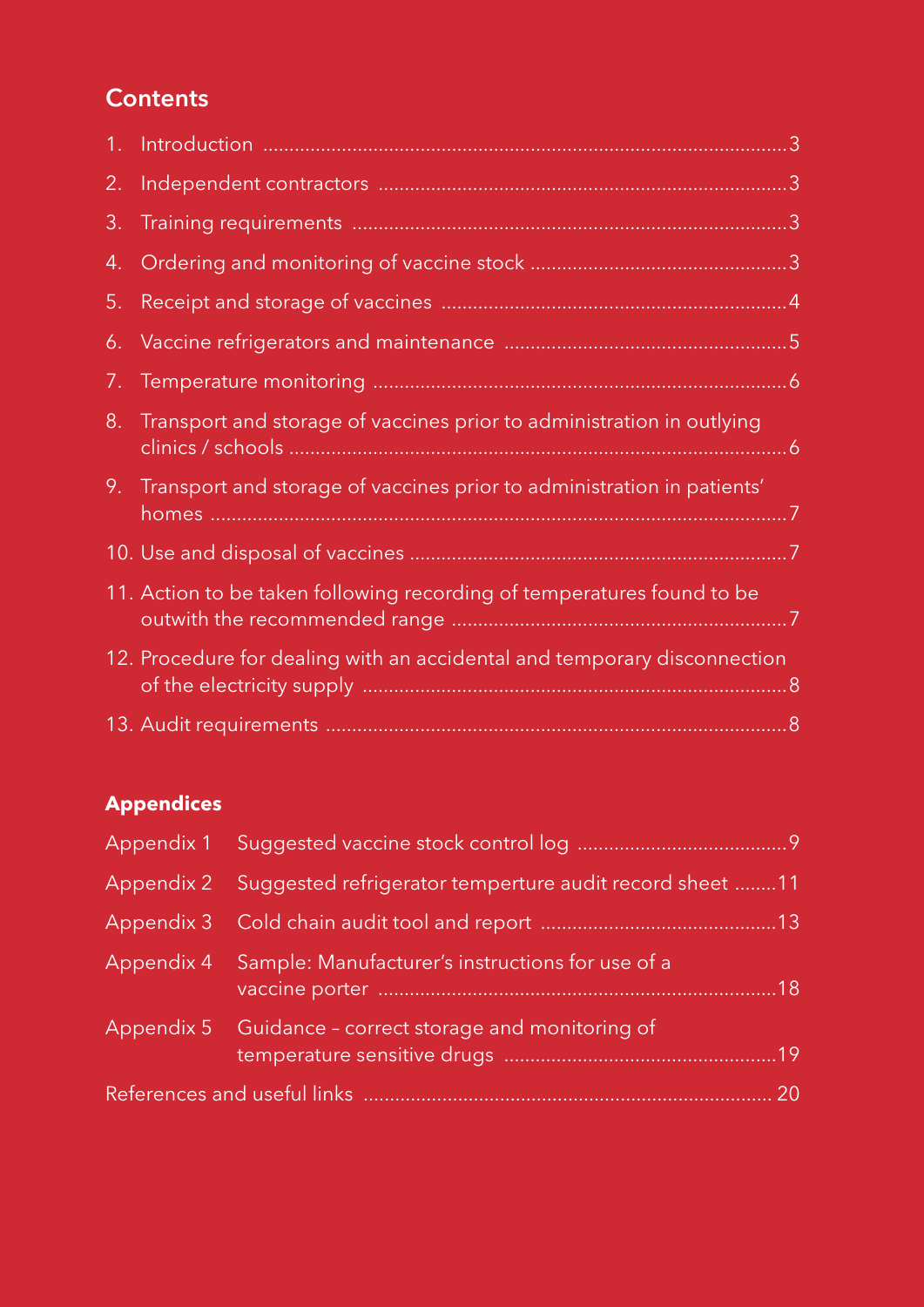## Contents

1. Introduction .......................................................................................................3
2. Independent contractors ...................................................................................3
3. Training requirements ......................................................................................3
4. Ordering and monitoring of vaccine stock ..........................................................3
5. Receipt and storage of vaccines ........................................................................4
6. Vaccine refrigerators and maintenance ...............................................................5
7. Temperature monitoring ...................................................................................6
8. Transport and storage of vaccines prior to administration in outlying clinics / schools .....................................................................................................6
9. Transport and storage of vaccines prior to administration in patients' homes ...........................................................................................................7
10. Use and disposal of vaccines ...........................................................................7
11. Action to be taken following recording of temperatures found to be outwith the recommended range ...........................................................................7
12. Procedure for dealing with an accidental and temporary disconnection of the electricity supply ......................................................................................8
13. Audit requirements .........................................................................................8

### Appendices

Appendix 1 Suggested vaccine stock control log ..........................................9

Appendix 2 Suggested refrigerator temperture audit record sheet ........11

Appendix 3 Cold chain audit tool and report ...............................................13

Appendix 4 Sample: Manufacturer's instructions for use of a vaccine porter ..............................................................................18

Appendix 5 Guidance – correct storage and monitoring of temperature sensitive drugs ......................................................19

References and useful links ................................................................................20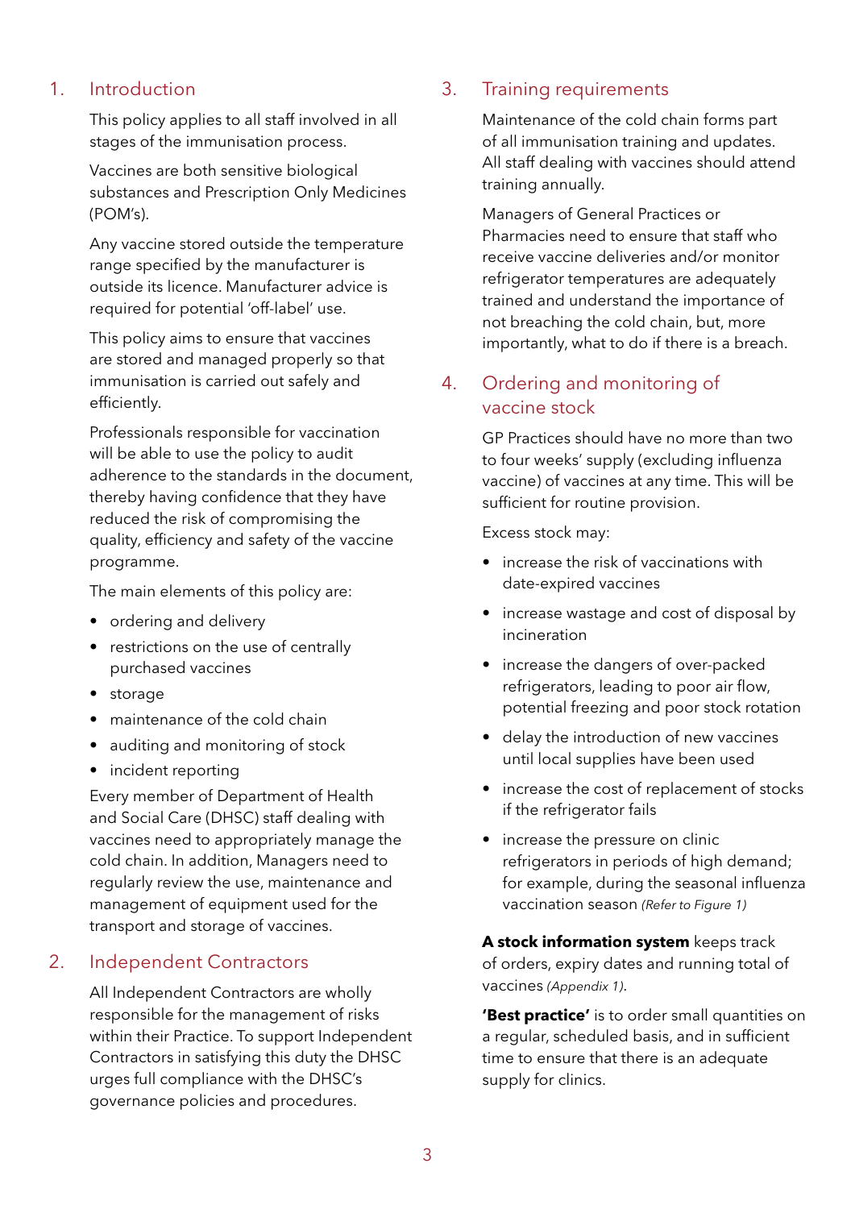## 1. Introduction

This policy applies to all staff involved in all stages of the immunisation process.

Vaccines are both sensitive biological substances and Prescription Only Medicines (POM's).

Any vaccine stored outside the temperature range specified by the manufacturer is outside its licence. Manufacturer advice is required for potential 'off-label' use.

This policy aims to ensure that vaccines are stored and managed properly so that immunisation is carried out safely and efficiently.

Professionals responsible for vaccination will be able to use the policy to audit adherence to the standards in the document, thereby having confidence that they have reduced the risk of compromising the quality, efficiency and safety of the vaccine programme.

The main elements of this policy are:

- ordering and delivery
- restrictions on the use of centrally purchased vaccines
- storage
- maintenance of the cold chain
- auditing and monitoring of stock
- incident reporting

Every member of Department of Health and Social Care (DHSC) staff dealing with vaccines need to appropriately manage the cold chain. In addition, Managers need to regularly review the use, maintenance and management of equipment used for the transport and storage of vaccines.

## 2. Independent Contractors

All Independent Contractors are wholly responsible for the management of risks within their Practice. To support Independent Contractors in satisfying this duty the DHSC urges full compliance with the DHSC's governance policies and procedures.

## 3. Training requirements

Maintenance of the cold chain forms part of all immunisation training and updates. All staff dealing with vaccines should attend training annually.

Managers of General Practices or Pharmacies need to ensure that staff who receive vaccine deliveries and/or monitor refrigerator temperatures are adequately trained and understand the importance of not breaching the cold chain, but, more importantly, what to do if there is a breach.

## 4. Ordering and monitoring of vaccine stock

GP Practices should have no more than two to four weeks' supply (excluding influenza vaccine) of vaccines at any time. This will be sufficient for routine provision.

Excess stock may:

- increase the risk of vaccinations with date-expired vaccines
- increase wastage and cost of disposal by incineration
- increase the dangers of over-packed refrigerators, leading to poor air flow, potential freezing and poor stock rotation
- delay the introduction of new vaccines until local supplies have been used
- increase the cost of replacement of stocks if the refrigerator fails
- increase the pressure on clinic refrigerators in periods of high demand; for example, during the seasonal influenza vaccination season *(Refer to Figure 1)*

**A stock information system** keeps track of orders, expiry dates and running total of vaccines *(Appendix 1)*.

**'Best practice'** is to order small quantities on a regular, scheduled basis, and in sufficient time to ensure that there is an adequate supply for clinics.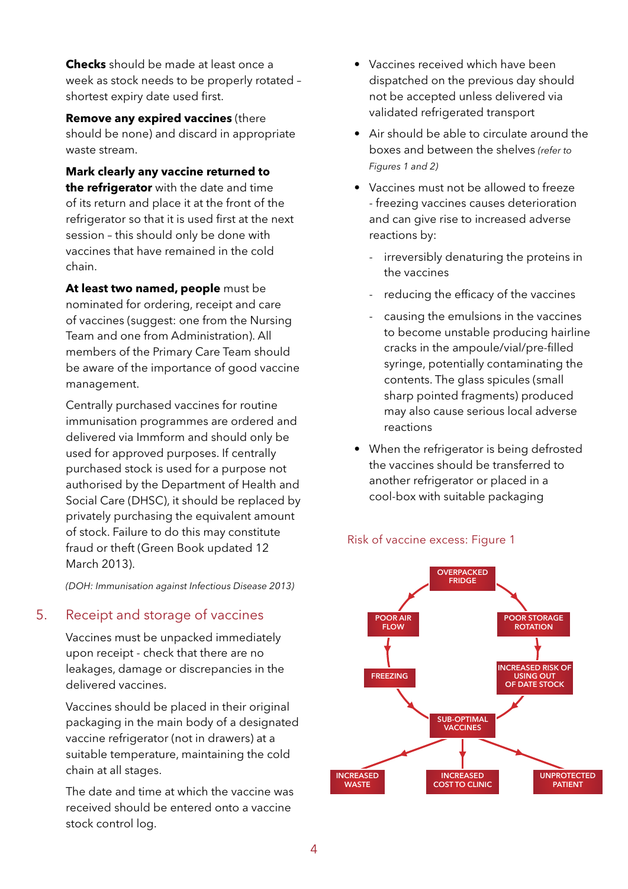**Checks** should be made at least once a week as stock needs to be properly rotated – shortest expiry date used first.

**Remove any expired vaccines** (there should be none) and discard in appropriate waste stream.

**Mark clearly any vaccine returned to the refrigerator** with the date and time of its return and place it at the front of the refrigerator so that it is used first at the next session – this should only be done with vaccines that have remained in the cold chain.

**At least two named, people** must be nominated for ordering, receipt and care of vaccines (suggest: one from the Nursing Team and one from Administration). All members of the Primary Care Team should be aware of the importance of good vaccine management.

Centrally purchased vaccines for routine immunisation programmes are ordered and delivered via Immform and should only be used for approved purposes. If centrally purchased stock is used for a purpose not authorised by the Department of Health and Social Care (DHSC), it should be replaced by privately purchasing the equivalent amount of stock. Failure to do this may constitute fraud or theft (Green Book updated 12 March 2013).

*(DOH: Immunisation against Infectious Disease 2013)*

## 5. Receipt and storage of vaccines

Vaccines must be unpacked immediately upon receipt - check that there are no leakages, damage or discrepancies in the delivered vaccines.

Vaccines should be placed in their original packaging in the main body of a designated vaccine refrigerator (not in drawers) at a suitable temperature, maintaining the cold chain at all stages.

The date and time at which the vaccine was received should be entered onto a vaccine stock control log.

- Vaccines received which have been dispatched on the previous day should not be accepted unless delivered via validated refrigerated transport
- Air should be able to circulate around the boxes and between the shelves *(refer to Figures 1 and 2)*
- Vaccines must not be allowed to freeze - freezing vaccines causes deterioration and can give rise to increased adverse reactions by:
  - irreversibly denaturing the proteins in the vaccines
  - reducing the efficacy of the vaccines
  - causing the emulsions in the vaccines to become unstable producing hairline cracks in the ampoule/vial/pre-filled syringe, potentially contaminating the contents. The glass spicules (small sharp pointed fragments) produced may also cause serious local adverse reactions
- When the refrigerator is being defrosted the vaccines should be transferred to another refrigerator or placed in a cool-box with suitable packaging

Risk of vaccine excess: Figure 1

OVERPACKED FRIDGE → POOR AIR FLOW → FREEZING → SUB-OPTIMAL VACCINES

OVERPACKED FRIDGE → POOR STORAGE ROTATION → INCREASED RISK OF USING OUT OF DATE STOCK → SUB-OPTIMAL VACCINES

SUB-OPTIMAL VACCINES → INCREASED WASTE / INCREASED COST TO CLINIC / UNPROTECTED PATIENT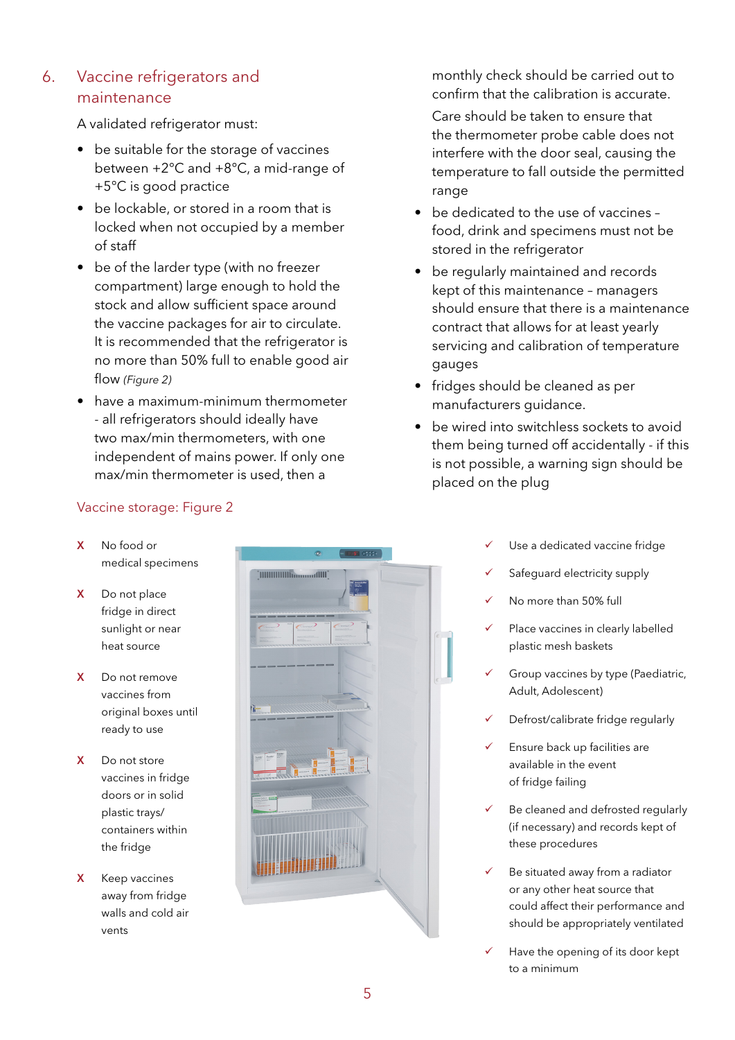## 6. Vaccine refrigerators and maintenance

A validated refrigerator must:

- be suitable for the storage of vaccines between +2°C and +8°C, a mid-range of +5°C is good practice
- be lockable, or stored in a room that is locked when not occupied by a member of staff
- be of the larder type (with no freezer compartment) large enough to hold the stock and allow sufficient space around the vaccine packages for air to circulate. It is recommended that the refrigerator is no more than 50% full to enable good air flow *(Figure 2)*
- have a maximum-minimum thermometer - all refrigerators should ideally have two max/min thermometers, with one independent of mains power. If only one max/min thermometer is used, then a monthly check should be carried out to confirm that the calibration is accurate.

  Care should be taken to ensure that the thermometer probe cable does not interfere with the door seal, causing the temperature to fall outside the permitted range
- be dedicated to the use of vaccines – food, drink and specimens must not be stored in the refrigerator
- be regularly maintained and records kept of this maintenance – managers should ensure that there is a maintenance contract that allows for at least yearly servicing and calibration of temperature gauges
- fridges should be cleaned as per manufacturers guidance.
- be wired into switchless sockets to avoid them being turned off accidentally - if this is not possible, a warning sign should be placed on the plug

### Vaccine storage: Figure 2

X No food or medical specimens

X Do not place fridge in direct sunlight or near heat source

X Do not remove vaccines from original boxes until ready to use

X Do not store vaccines in fridge doors or in solid plastic trays/containers within the fridge

X Keep vaccines away from fridge walls and cold air vents

✓ Use a dedicated vaccine fridge

✓ Safeguard electricity supply

✓ No more than 50% full

✓ Place vaccines in clearly labelled plastic mesh baskets

✓ Group vaccines by type (Paediatric, Adult, Adolescent)

✓ Defrost/calibrate fridge regularly

✓ Ensure back up facilities are available in the event of fridge failing

✓ Be cleaned and defrosted regularly (if necessary) and records kept of these procedures

✓ Be situated away from a radiator or any other heat source that could affect their performance and should be appropriately ventilated

✓ Have the opening of its door kept to a minimum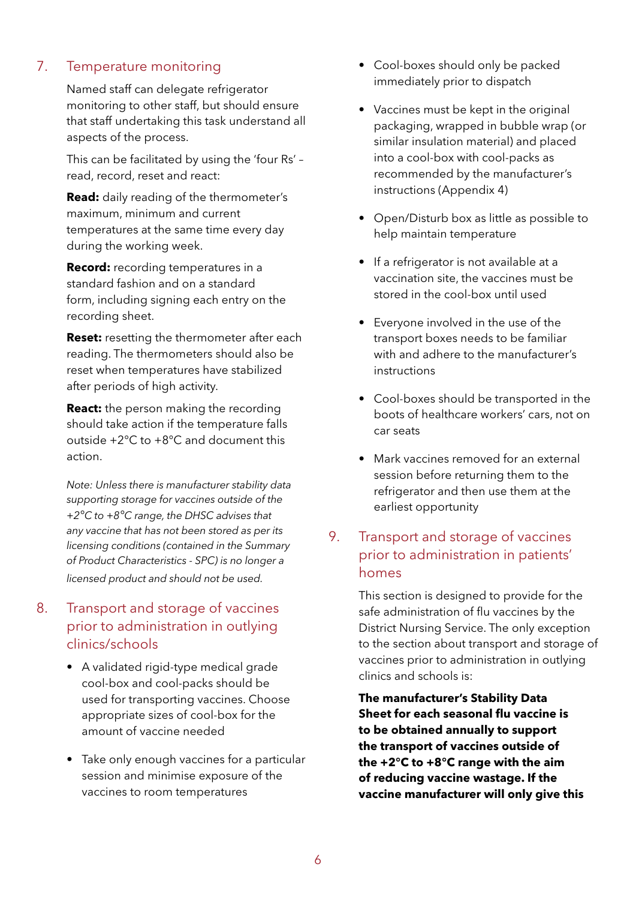## 7. Temperature monitoring

Named staff can delegate refrigerator monitoring to other staff, but should ensure that staff undertaking this task understand all aspects of the process.

This can be facilitated by using the 'four Rs' – read, record, reset and react:

**Read:** daily reading of the thermometer's maximum, minimum and current temperatures at the same time every day during the working week.

**Record:** recording temperatures in a standard fashion and on a standard form, including signing each entry on the recording sheet.

**Reset:** resetting the thermometer after each reading. The thermometers should also be reset when temperatures have stabilized after periods of high activity.

**React:** the person making the recording should take action if the temperature falls outside +2°C to +8°C and document this action.

*Note: Unless there is manufacturer stability data supporting storage for vaccines outside of the +2°C to +8°C range, the DHSC advises that any vaccine that has not been stored as per its licensing conditions (contained in the Summary of Product Characteristics - SPC) is no longer a licensed product and should not be used.*

## 8. Transport and storage of vaccines prior to administration in outlying clinics/schools

- A validated rigid-type medical grade cool-box and cool-packs should be used for transporting vaccines. Choose appropriate sizes of cool-box for the amount of vaccine needed
- Take only enough vaccines for a particular session and minimise exposure of the vaccines to room temperatures
- Cool-boxes should only be packed immediately prior to dispatch
- Vaccines must be kept in the original packaging, wrapped in bubble wrap (or similar insulation material) and placed into a cool-box with cool-packs as recommended by the manufacturer's instructions (Appendix 4)
- Open/Disturb box as little as possible to help maintain temperature
- If a refrigerator is not available at a vaccination site, the vaccines must be stored in the cool-box until used
- Everyone involved in the use of the transport boxes needs to be familiar with and adhere to the manufacturer's instructions
- Cool-boxes should be transported in the boots of healthcare workers' cars, not on car seats
- Mark vaccines removed for an external session before returning them to the refrigerator and then use them at the earliest opportunity

## 9. Transport and storage of vaccines prior to administration in patients' homes

This section is designed to provide for the safe administration of flu vaccines by the District Nursing Service. The only exception to the section about transport and storage of vaccines prior to administration in outlying clinics and schools is:

**The manufacturer's Stability Data Sheet for each seasonal flu vaccine is to be obtained annually to support the transport of vaccines outside of the +2°C to +8°C range with the aim of reducing vaccine wastage. If the vaccine manufacturer will only give this**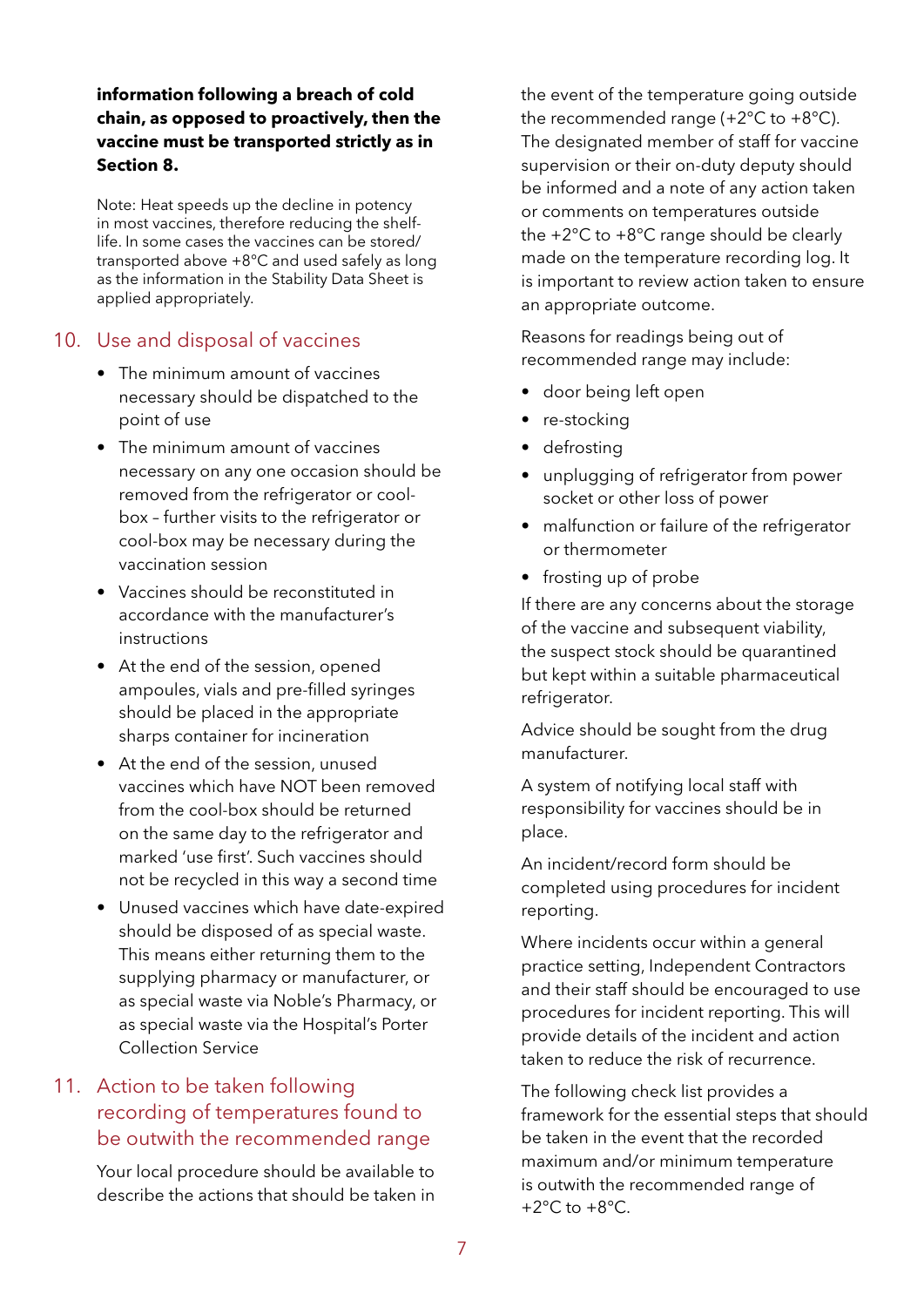**information following a breach of cold chain, as opposed to proactively, then the vaccine must be transported strictly as in Section 8.**

Note: Heat speeds up the decline in potency in most vaccines, therefore reducing the shelf-life. In some cases the vaccines can be stored/transported above +8°C and used safely as long as the information in the Stability Data Sheet is applied appropriately.

## 10. Use and disposal of vaccines

- The minimum amount of vaccines necessary should be dispatched to the point of use
- The minimum amount of vaccines necessary on any one occasion should be removed from the refrigerator or cool-box – further visits to the refrigerator or cool-box may be necessary during the vaccination session
- Vaccines should be reconstituted in accordance with the manufacturer's instructions
- At the end of the session, opened ampoules, vials and pre-filled syringes should be placed in the appropriate sharps container for incineration
- At the end of the session, unused vaccines which have NOT been removed from the cool-box should be returned on the same day to the refrigerator and marked 'use first'. Such vaccines should not be recycled in this way a second time
- Unused vaccines which have date-expired should be disposed of as special waste. This means either returning them to the supplying pharmacy or manufacturer, or as special waste via Noble's Pharmacy, or as special waste via the Hospital's Porter Collection Service

## 11. Action to be taken following recording of temperatures found to be outwith the recommended range

Your local procedure should be available to describe the actions that should be taken in the event of the temperature going outside the recommended range (+2°C to +8°C). The designated member of staff for vaccine supervision or their on-duty deputy should be informed and a note of any action taken or comments on temperatures outside the +2°C to +8°C range should be clearly made on the temperature recording log. It is important to review action taken to ensure an appropriate outcome.

Reasons for readings being out of recommended range may include:

- door being left open
- re-stocking
- defrosting
- unplugging of refrigerator from power socket or other loss of power
- malfunction or failure of the refrigerator or thermometer
- frosting up of probe

If there are any concerns about the storage of the vaccine and subsequent viability, the suspect stock should be quarantined but kept within a suitable pharmaceutical refrigerator.

Advice should be sought from the drug manufacturer.

A system of notifying local staff with responsibility for vaccines should be in place.

An incident/record form should be completed using procedures for incident reporting.

Where incidents occur within a general practice setting, Independent Contractors and their staff should be encouraged to use procedures for incident reporting. This will provide details of the incident and action taken to reduce the risk of recurrence.

The following check list provides a framework for the essential steps that should be taken in the event that the recorded maximum and/or minimum temperature is outwith the recommended range of +2°C to +8°C.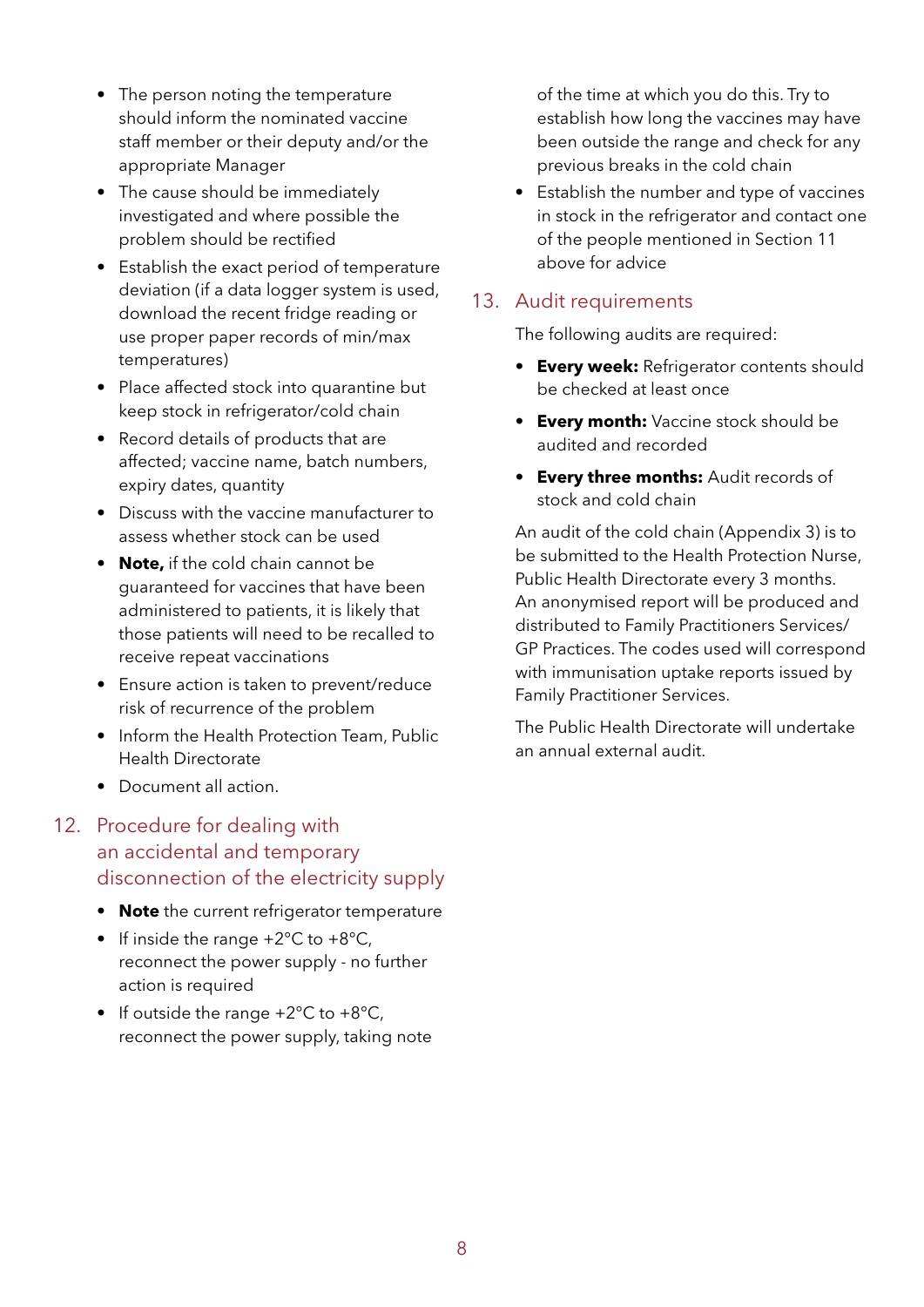- The person noting the temperature should inform the nominated vaccine staff member or their deputy and/or the appropriate Manager
- The cause should be immediately investigated and where possible the problem should be rectified
- Establish the exact period of temperature deviation (if a data logger system is used, download the recent fridge reading or use proper paper records of min/max temperatures)
- Place affected stock into quarantine but keep stock in refrigerator/cold chain
- Record details of products that are affected; vaccine name, batch numbers, expiry dates, quantity
- Discuss with the vaccine manufacturer to assess whether stock can be used
- **Note,** if the cold chain cannot be guaranteed for vaccines that have been administered to patients, it is likely that those patients will need to be recalled to receive repeat vaccinations
- Ensure action is taken to prevent/reduce risk of recurrence of the problem
- Inform the Health Protection Team, Public Health Directorate
- Document all action.

## 12. Procedure for dealing with an accidental and temporary disconnection of the electricity supply

- **Note** the current refrigerator temperature
- If inside the range +2°C to +8°C, reconnect the power supply - no further action is required
- If outside the range +2°C to +8°C, reconnect the power supply, taking note of the time at which you do this. Try to establish how long the vaccines may have been outside the range and check for any previous breaks in the cold chain
- Establish the number and type of vaccines in stock in the refrigerator and contact one of the people mentioned in Section 11 above for advice

## 13. Audit requirements

The following audits are required:

- **Every week:** Refrigerator contents should be checked at least once
- **Every month:** Vaccine stock should be audited and recorded
- **Every three months:** Audit records of stock and cold chain

An audit of the cold chain (Appendix 3) is to be submitted to the Health Protection Nurse, Public Health Directorate every 3 months. An anonymised report will be produced and distributed to Family Practitioners Services/ GP Practices. The codes used will correspond with immunisation uptake reports issued by Family Practitioner Services.

The Public Health Directorate will undertake an annual external audit.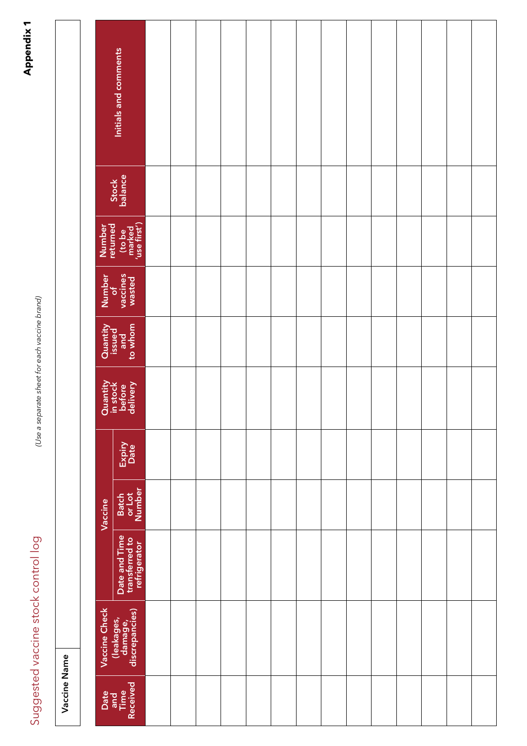**Appendix 1**

# Suggested vaccine stock control log

*(Use a separate sheet for each vaccine brand)*

| Vaccine Name | |
|---|---|
| | |

| Date and Time Received | Vaccine Check (leakages, damage, discrepancies) | Vaccine | | | Quantity in stock before delivery | Quantity issued and to whom | Number of vaccines wasted | Number returned (to be marked 'use first') | Stock balance | Initials and comments |
|---|---|---|---|---|---|---|---|---|---|---|
| | | Date and Time transferred to refrigerator | Batch or Lot Number | Expiry Date | | | | | | |
| | | | | | | | | | | |
| | | | | | | | | | | |
| | | | | | | | | | | |
| | | | | | | | | | | |
| | | | | | | | | | | |
| | | | | | | | | | | |
| | | | | | | | | | | |
| | | | | | | | | | | |
| | | | | | | | | | | |
| | | | | | | | | | | |
| | | | | | | | | | | |
| | | | | | | | | | | |
| | | | | | | | | | | |
| | | | | | | | | | | |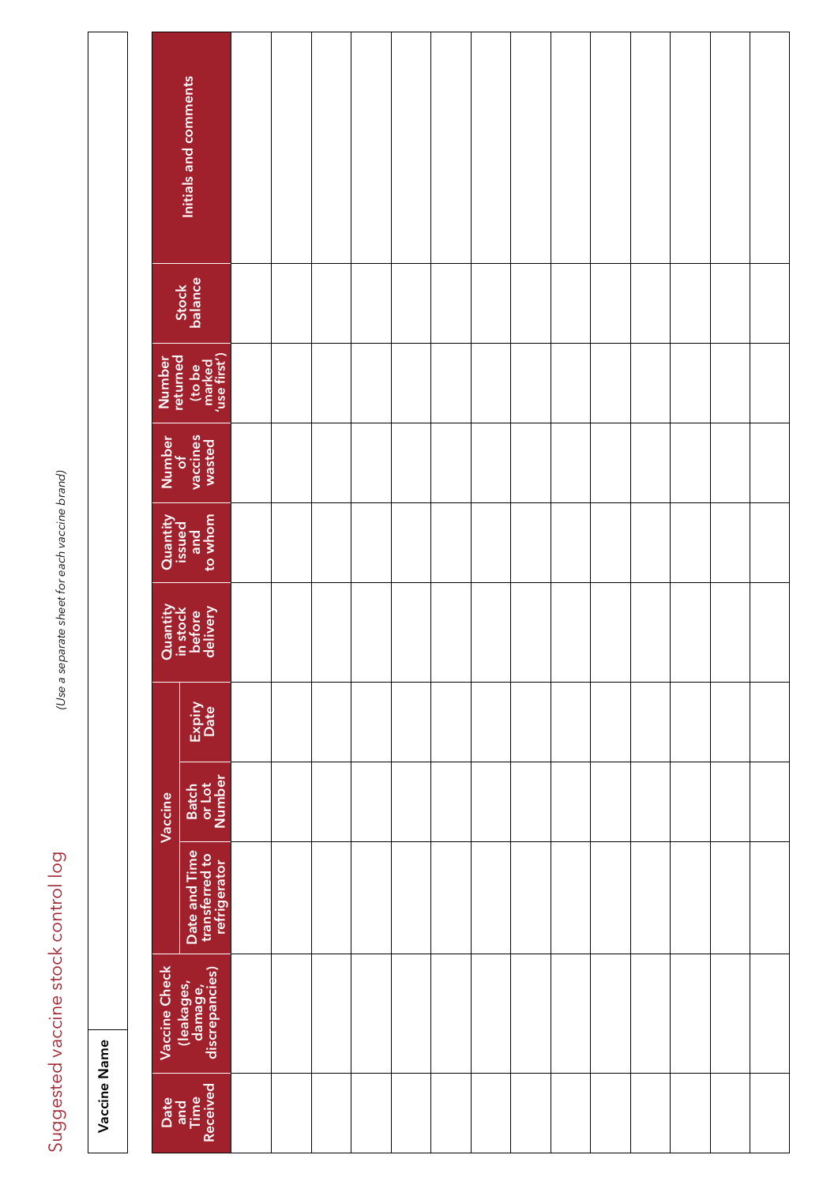# Suggested vaccine stock control log

*(Use a separate sheet for each vaccine brand)*

| **Vaccine Name** | |
|---|---|

| Date and Time Received | Vaccine Check (leakages, damage, discrepancies) | Vaccine | | | Quantity in stock before delivery | Quantity issued and to whom | Number of vaccines wasted | Number returned (to be marked 'use first') | Stock balance | Initials and comments |
|---|---|---|---|---|---|---|---|---|---|---|
| | | Date and Time transferred to refrigerator | Batch or Lot Number | Expiry Date | | | | | | |
| | | | | | | | | | | |
| | | | | | | | | | | |
| | | | | | | | | | | |
| | | | | | | | | | | |
| | | | | | | | | | | |
| | | | | | | | | | | |
| | | | | | | | | | | |
| | | | | | | | | | | |
| | | | | | | | | | | |
| | | | | | | | | | | |
| | | | | | | | | | | |
| | | | | | | | | | | |
| | | | | | | | | | | |
| | | | | | | | | | | |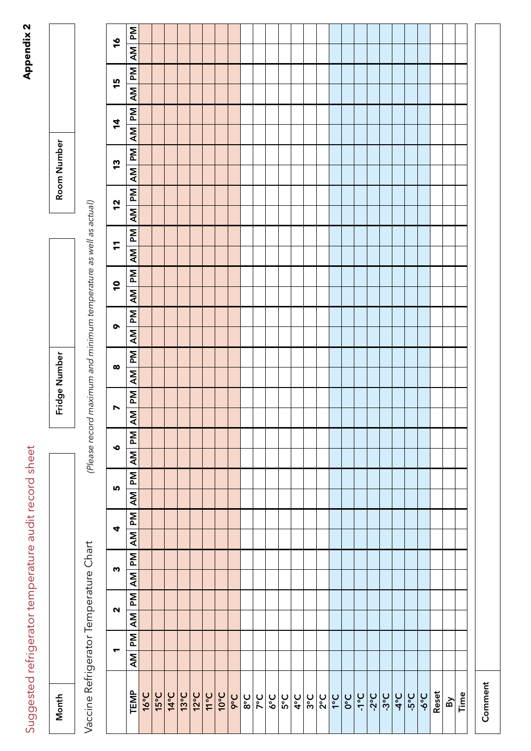**Appendix 2**

# Suggested refrigerator temperature audit record sheet

| Month | | Fridge Number | | Room Number | |
|---|---|---|---|---|---|

## Vaccine Refrigerator Temperature Chart

*(Please record maximum and minimum temperature as well as actual)*

| | 1 | | 2 | | 3 | | 4 | | 5 | | 6 | | 7 | | 8 | | 9 | | 10 | | 11 | | 12 | | 13 | | 14 | | 15 | | 16 | |
|---|---|---|---|---|---|---|---|---|---|---|---|---|---|---|---|---|---|---|---|---|---|---|---|---|---|---|---|---|---|---|---|---|
| TEMP | AM | PM | AM | PM | AM | PM | AM | PM | AM | PM | AM | PM | AM | PM | AM | PM | AM | PM | AM | PM | AM | PM | AM | PM | AM | PM | AM | PM | AM | PM | AM | PM |
| 16°C | | | | | | | | | | | | | | | | | | | | | | | | | | | | | | | | |
| 15°C | | | | | | | | | | | | | | | | | | | | | | | | | | | | | | | | |
| 14°C | | | | | | | | | | | | | | | | | | | | | | | | | | | | | | | | |
| 13°C | | | | | | | | | | | | | | | | | | | | | | | | | | | | | | | | |
| 12°C | | | | | | | | | | | | | | | | | | | | | | | | | | | | | | | | |
| 11°C | | | | | | | | | | | | | | | | | | | | | | | | | | | | | | | | |
| 10°C | | | | | | | | | | | | | | | | | | | | | | | | | | | | | | | | |
| 9°C | | | | | | | | | | | | | | | | | | | | | | | | | | | | | | | | |
| 8°C | | | | | | | | | | | | | | | | | | | | | | | | | | | | | | | | |
| 7°C | | | | | | | | | | | | | | | | | | | | | | | | | | | | | | | | |
| 6°C | | | | | | | | | | | | | | | | | | | | | | | | | | | | | | | | |
| 5°C | | | | | | | | | | | | | | | | | | | | | | | | | | | | | | | | |
| 4°C | | | | | | | | | | | | | | | | | | | | | | | | | | | | | | | | |
| 3°C | | | | | | | | | | | | | | | | | | | | | | | | | | | | | | | | |
| 2°C | | | | | | | | | | | | | | | | | | | | | | | | | | | | | | | | |
| 1°C | | | | | | | | | | | | | | | | | | | | | | | | | | | | | | | | |
| 0°C | | | | | | | | | | | | | | | | | | | | | | | | | | | | | | | | |
| -1°C | | | | | | | | | | | | | | | | | | | | | | | | | | | | | | | | |
| -2°C | | | | | | | | | | | | | | | | | | | | | | | | | | | | | | | | |
| -3°C | | | | | | | | | | | | | | | | | | | | | | | | | | | | | | | | |
| -4°C | | | | | | | | | | | | | | | | | | | | | | | | | | | | | | | | |
| -5°C | | | | | | | | | | | | | | | | | | | | | | | | | | | | | | | | |
| -6°C | | | | | | | | | | | | | | | | | | | | | | | | | | | | | | | | |
| Reset | | | | | | | | | | | | | | | | | | | | | | | | | | | | | | | | |
| By | | | | | | | | | | | | | | | | | | | | | | | | | | | | | | | | |
| Time | | | | | | | | | | | | | | | | | | | | | | | | | | | | | | | | |

| Comment | |
|---|---|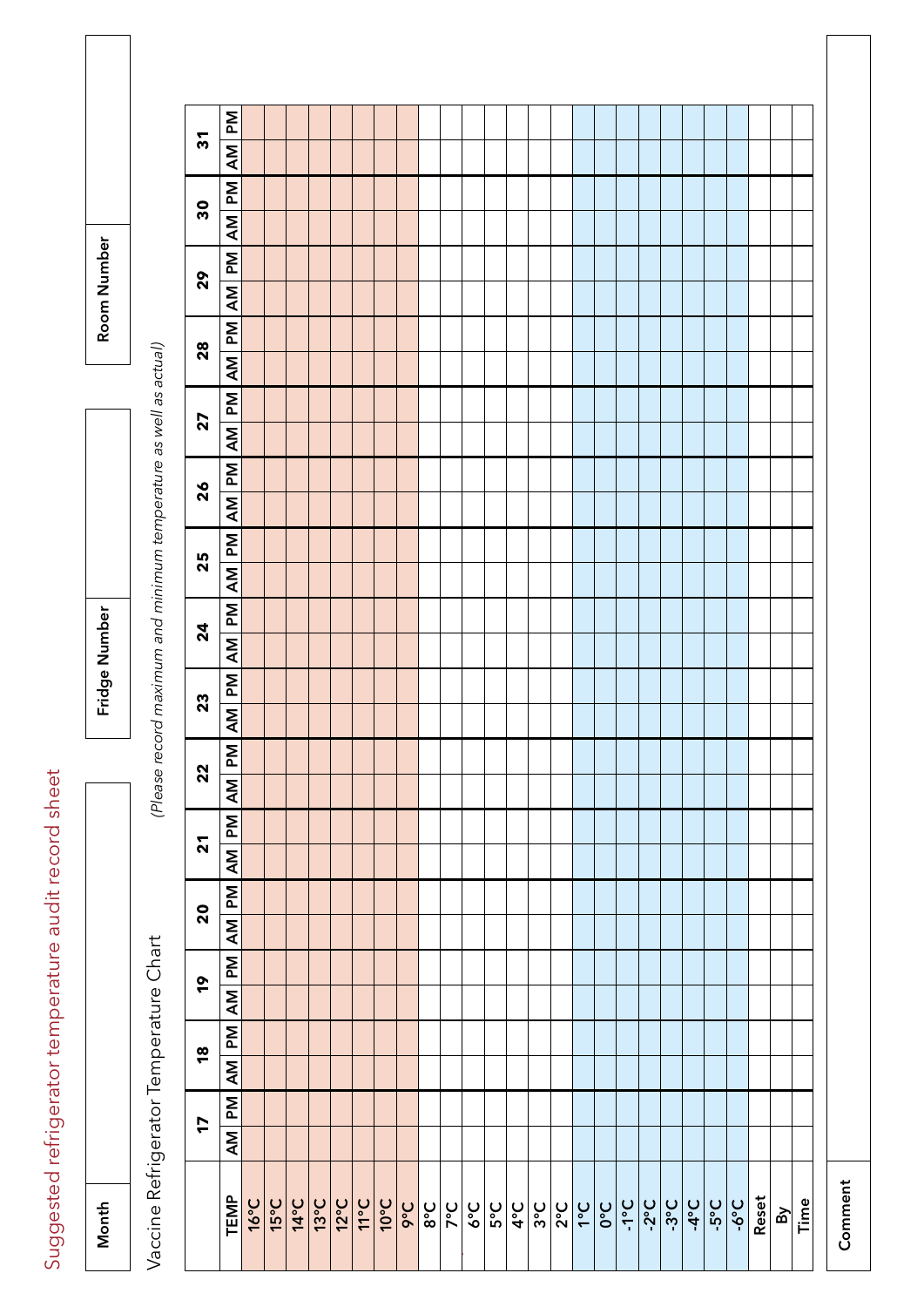Suggested refrigerator temperature audit record sheet

| Month | | Fridge Number | | Room Number | |
|---|---|---|---|---|---|

Vaccine Refrigerator Temperature Chart

*(Please record maximum and minimum temperature as well as actual)*

| | 17 | | 18 | | 19 | | 20 | | 21 | | 22 | | 23 | | 24 | | 25 | | 26 | | 27 | | 28 | | 29 | | 30 | | 31 | |
|---|---|---|---|---|---|---|---|---|---|---|---|---|---|---|---|---|---|---|---|---|---|---|---|---|---|---|---|---|---|---|
| **TEMP** | **AM** | **PM** | **AM** | **PM** | **AM** | **PM** | **AM** | **PM** | **AM** | **PM** | **AM** | **PM** | **AM** | **PM** | **AM** | **PM** | **AM** | **PM** | **AM** | **PM** | **AM** | **PM** | **AM** | **PM** | **AM** | **PM** | **AM** | **PM** | **AM** | **PM** |
| **16°C** | | | | | | | | | | | | | | | | | | | | | | | | | | | | | | |
| **15°C** | | | | | | | | | | | | | | | | | | | | | | | | | | | | | | |
| **14°C** | | | | | | | | | | | | | | | | | | | | | | | | | | | | | | |
| **13°C** | | | | | | | | | | | | | | | | | | | | | | | | | | | | | | |
| **12°C** | | | | | | | | | | | | | | | | | | | | | | | | | | | | | | |
| **11°C** | | | | | | | | | | | | | | | | | | | | | | | | | | | | | | |
| **10°C** | | | | | | | | | | | | | | | | | | | | | | | | | | | | | | |
| **9°C** | | | | | | | | | | | | | | | | | | | | | | | | | | | | | | |
| **8°C** | | | | | | | | | | | | | | | | | | | | | | | | | | | | | | |
| **7°C** | | | | | | | | | | | | | | | | | | | | | | | | | | | | | | |
| **6°C** | | | | | | | | | | | | | | | | | | | | | | | | | | | | | | |
| **5°C** | | | | | | | | | | | | | | | | | | | | | | | | | | | | | | |
| **4°C** | | | | | | | | | | | | | | | | | | | | | | | | | | | | | | |
| **3°C** | | | | | | | | | | | | | | | | | | | | | | | | | | | | | | |
| **2°C** | | | | | | | | | | | | | | | | | | | | | | | | | | | | | | |
| **1°C** | | | | | | | | | | | | | | | | | | | | | | | | | | | | | | |
| **0°C** | | | | | | | | | | | | | | | | | | | | | | | | | | | | | | |
| **-1°C** | | | | | | | | | | | | | | | | | | | | | | | | | | | | | | |
| **-2°C** | | | | | | | | | | | | | | | | | | | | | | | | | | | | | | |
| **-3°C** | | | | | | | | | | | | | | | | | | | | | | | | | | | | | | |
| **-4°C** | | | | | | | | | | | | | | | | | | | | | | | | | | | | | | |
| **-5°C** | | | | | | | | | | | | | | | | | | | | | | | | | | | | | | |
| **-6°C** | | | | | | | | | | | | | | | | | | | | | | | | | | | | | | |
| **Reset** | | | | | | | | | | | | | | | | | | | | | | | | | | | | | | |
| **By** | | | | | | | | | | | | | | | | | | | | | | | | | | | | | | |
| **Time** | | | | | | | | | | | | | | | | | | | | | | | | | | | | | | |

| **Comment** | |
|---|---|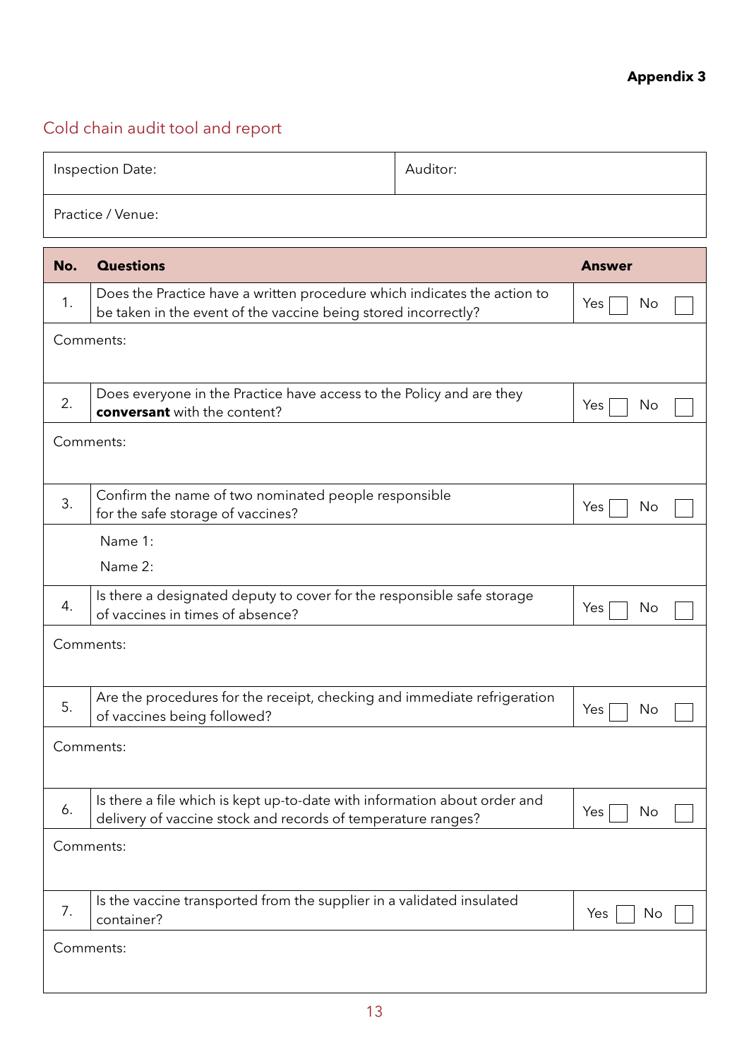**Appendix 3**

## Cold chain audit tool and report

| Inspection Date: | Auditor: |
|---|---|
| Practice / Venue: | |

| No. | Questions | Answer |
|---|---|---|
| 1. | Does the Practice have a written procedure which indicates the action to be taken in the event of the vaccine being stored incorrectly? | Yes ☐ No ☐ |
| Comments: | | |
| 2. | Does everyone in the Practice have access to the Policy and are they **conversant** with the content? | Yes ☐ No ☐ |
| Comments: | | |
| 3. | Confirm the name of two nominated people responsible for the safe storage of vaccines? | Yes ☐ No ☐ |
| | Name 1:<br>Name 2: | |
| 4. | Is there a designated deputy to cover for the responsible safe storage of vaccines in times of absence? | Yes ☐ No ☐ |
| Comments: | | |
| 5. | Are the procedures for the receipt, checking and immediate refrigeration of vaccines being followed? | Yes ☐ No ☐ |
| Comments: | | |
| 6. | Is there a file which is kept up-to-date with information about order and delivery of vaccine stock and records of temperature ranges? | Yes ☐ No ☐ |
| Comments: | | |
| 7. | Is the vaccine transported from the supplier in a validated insulated container? | Yes ☐ No ☐ |
| Comments: | | |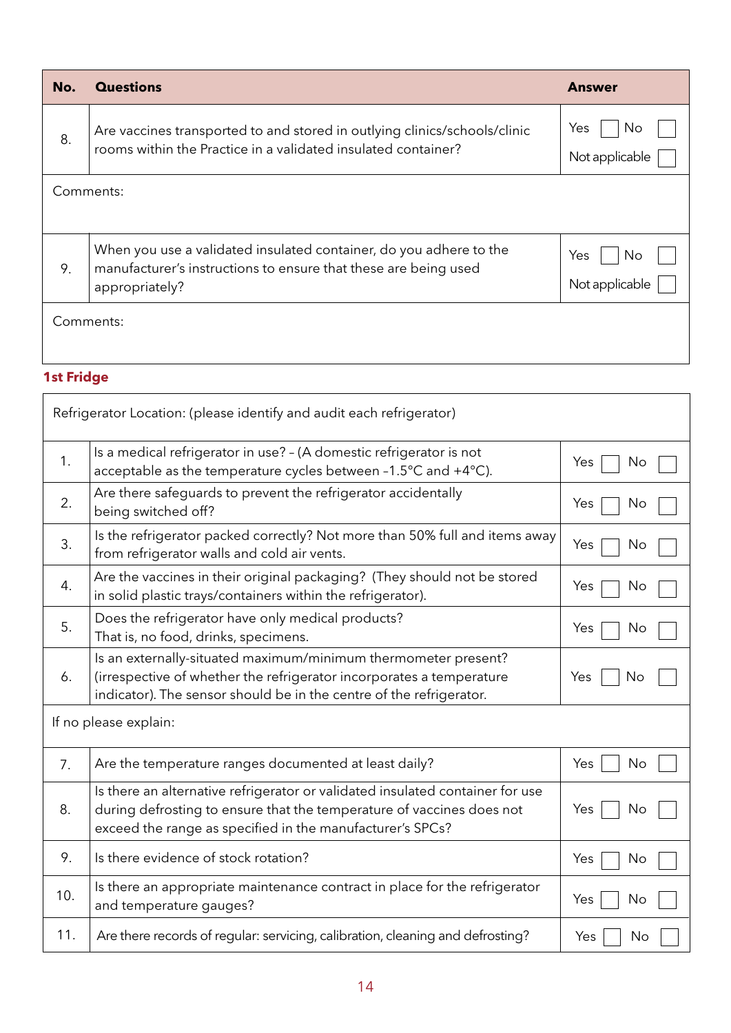| No. | Questions | Answer |
|---|---|---|
| 8. | Are vaccines transported to and stored in outlying clinics/schools/clinic rooms within the Practice in a validated insulated container? | Yes ☐ No ☐ Not applicable ☐ |
| Comments: | | |
| 9. | When you use a validated insulated container, do you adhere to the manufacturer's instructions to ensure that these are being used appropriately? | Yes ☐ No ☐ Not applicable ☐ |
| Comments: | | |

**1st Fridge**

| Refrigerator Location: (please identify and audit each refrigerator) | | |
|---|---|---|
| 1. | Is a medical refrigerator in use? – (A domestic refrigerator is not acceptable as the temperature cycles between –1.5°C and +4°C). | Yes ☐ No ☐ |
| 2. | Are there safeguards to prevent the refrigerator accidentally being switched off? | Yes ☐ No ☐ |
| 3. | Is the refrigerator packed correctly? Not more than 50% full and items away from refrigerator walls and cold air vents. | Yes ☐ No ☐ |
| 4. | Are the vaccines in their original packaging? (They should not be stored in solid plastic trays/containers within the refrigerator). | Yes ☐ No ☐ |
| 5. | Does the refrigerator have only medical products? That is, no food, drinks, specimens. | Yes ☐ No ☐ |
| 6. | Is an externally-situated maximum/minimum thermometer present? (irrespective of whether the refrigerator incorporates a temperature indicator). The sensor should be in the centre of the refrigerator. | Yes ☐ No ☐ |
| If no please explain: | | |
| 7. | Are the temperature ranges documented at least daily? | Yes ☐ No ☐ |
| 8. | Is there an alternative refrigerator or validated insulated container for use during defrosting to ensure that the temperature of vaccines does not exceed the range as specified in the manufacturer's SPCs? | Yes ☐ No ☐ |
| 9. | Is there evidence of stock rotation? | Yes ☐ No ☐ |
| 10. | Is there an appropriate maintenance contract in place for the refrigerator and temperature gauges? | Yes ☐ No ☐ |
| 11. | Are there records of regular: servicing, calibration, cleaning and defrosting? | Yes ☐ No ☐ |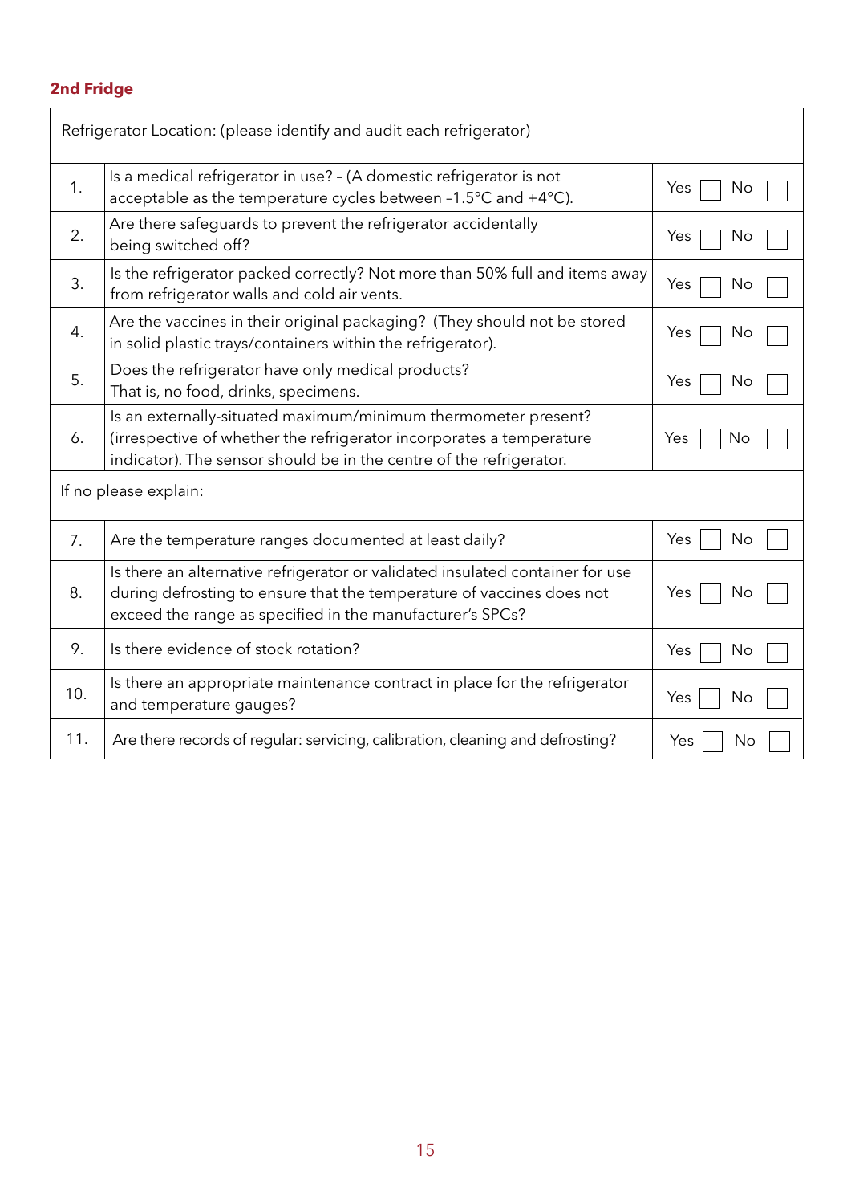## 2nd Fridge

| Refrigerator Location: (please identify and audit each refrigerator) | | |
|---|---|---|
| 1. | Is a medical refrigerator in use? – (A domestic refrigerator is not acceptable as the temperature cycles between -1.5°C and +4°C). | Yes ☐ No ☐ |
| 2. | Are there safeguards to prevent the refrigerator accidentally being switched off? | Yes ☐ No ☐ |
| 3. | Is the refrigerator packed correctly? Not more than 50% full and items away from refrigerator walls and cold air vents. | Yes ☐ No ☐ |
| 4. | Are the vaccines in their original packaging? (They should not be stored in solid plastic trays/containers within the refrigerator). | Yes ☐ No ☐ |
| 5. | Does the refrigerator have only medical products? That is, no food, drinks, specimens. | Yes ☐ No ☐ |
| 6. | Is an externally-situated maximum/minimum thermometer present? (irrespective of whether the refrigerator incorporates a temperature indicator). The sensor should be in the centre of the refrigerator. | Yes ☐ No ☐ |
| If no please explain: | | |
| 7. | Are the temperature ranges documented at least daily? | Yes ☐ No ☐ |
| 8. | Is there an alternative refrigerator or validated insulated container for use during defrosting to ensure that the temperature of vaccines does not exceed the range as specified in the manufacturer's SPCs? | Yes ☐ No ☐ |
| 9. | Is there evidence of stock rotation? | Yes ☐ No ☐ |
| 10. | Is there an appropriate maintenance contract in place for the refrigerator and temperature gauges? | Yes ☐ No ☐ |
| 11. | Are there records of regular: servicing, calibration, cleaning and defrosting? | Yes ☐ No ☐ |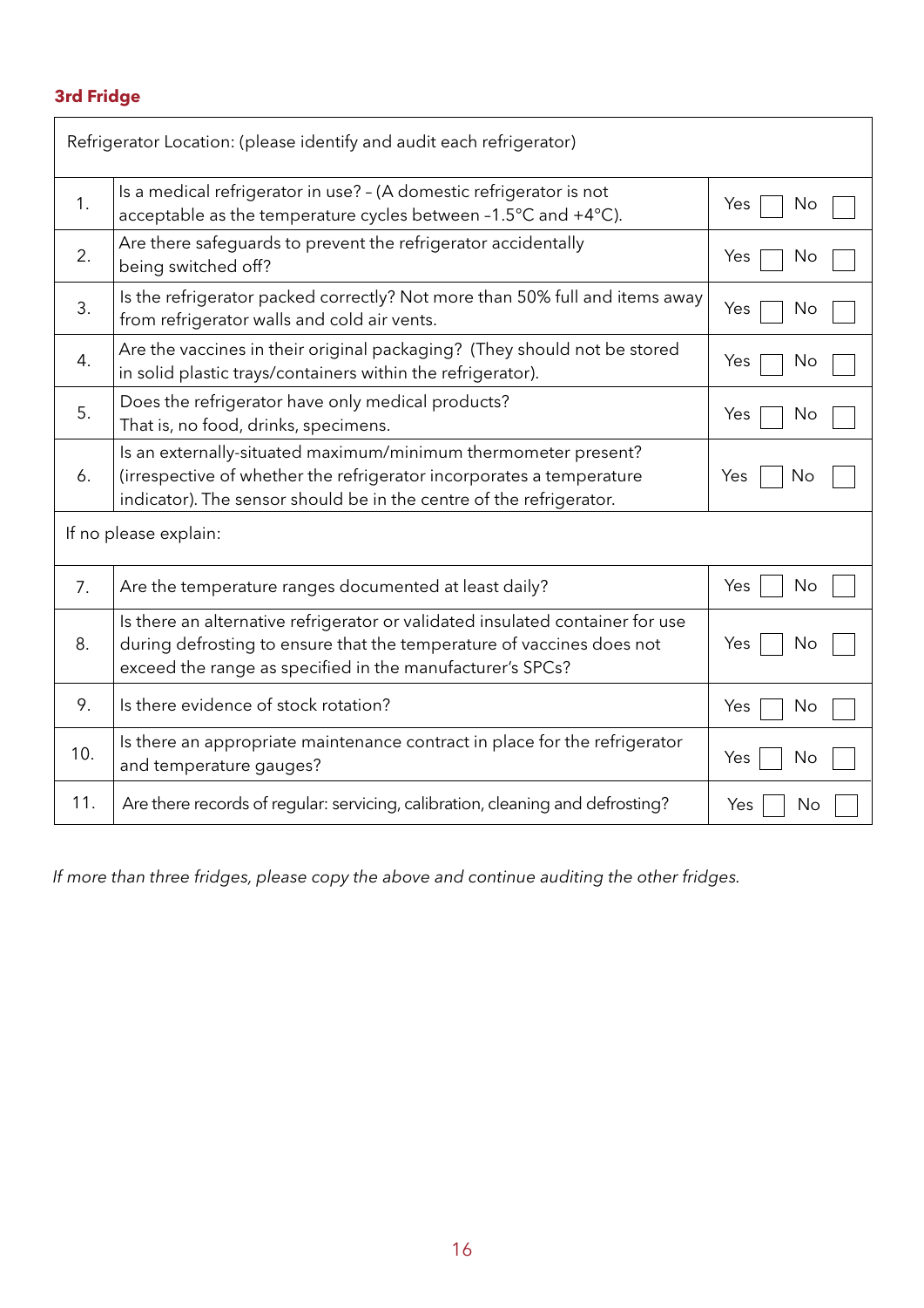### 3rd Fridge

| Refrigerator Location: (please identify and audit each refrigerator) | | |
|---|---|---|
| 1. | Is a medical refrigerator in use? – (A domestic refrigerator is not acceptable as the temperature cycles between –1.5°C and +4°C). | Yes ☐ No ☐ |
| 2. | Are there safeguards to prevent the refrigerator accidentally being switched off? | Yes ☐ No ☐ |
| 3. | Is the refrigerator packed correctly? Not more than 50% full and items away from refrigerator walls and cold air vents. | Yes ☐ No ☐ |
| 4. | Are the vaccines in their original packaging? (They should not be stored in solid plastic trays/containers within the refrigerator). | Yes ☐ No ☐ |
| 5. | Does the refrigerator have only medical products? That is, no food, drinks, specimens. | Yes ☐ No ☐ |
| 6. | Is an externally-situated maximum/minimum thermometer present? (irrespective of whether the refrigerator incorporates a temperature indicator). The sensor should be in the centre of the refrigerator. | Yes ☐ No ☐ |
| If no please explain: | | |
| 7. | Are the temperature ranges documented at least daily? | Yes ☐ No ☐ |
| 8. | Is there an alternative refrigerator or validated insulated container for use during defrosting to ensure that the temperature of vaccines does not exceed the range as specified in the manufacturer's SPCs? | Yes ☐ No ☐ |
| 9. | Is there evidence of stock rotation? | Yes ☐ No ☐ |
| 10. | Is there an appropriate maintenance contract in place for the refrigerator and temperature gauges? | Yes ☐ No ☐ |
| 11. | Are there records of regular: servicing, calibration, cleaning and defrosting? | Yes ☐ No ☐ |

*If more than three fridges, please copy the above and continue auditing the other fridges.*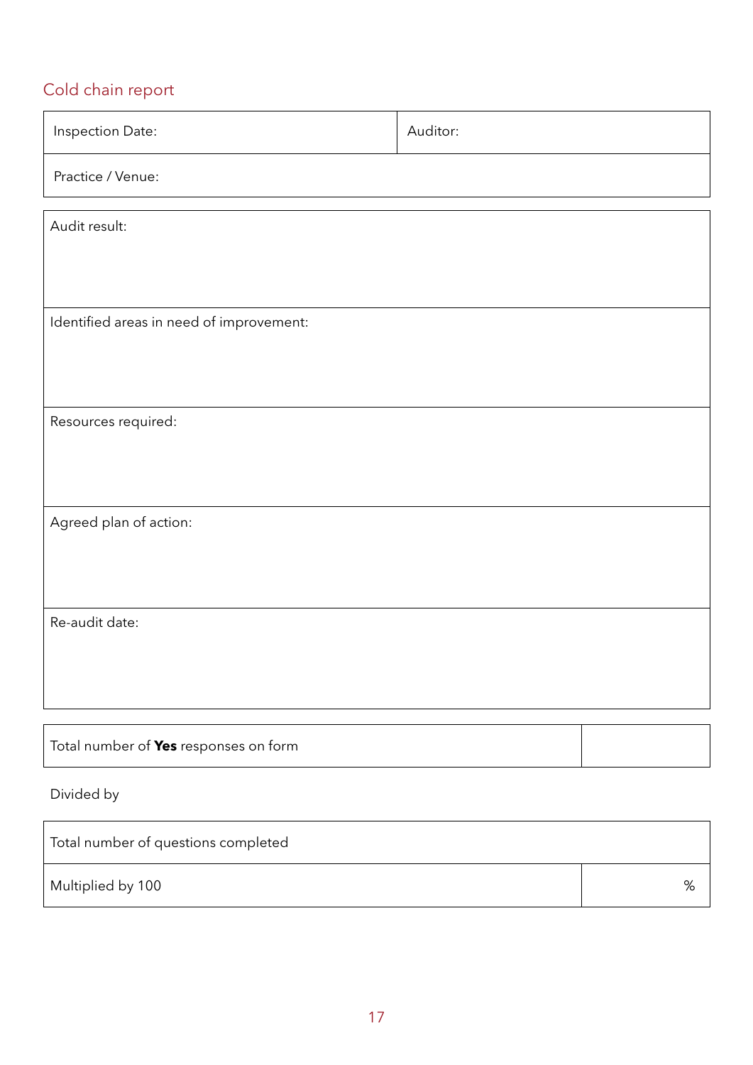## Cold chain report

| Inspection Date: | Auditor: |
|---|---|
| Practice / Venue: | |

| Audit result: |
|---|
| Identified areas in need of improvement: |
| Resources required: |
| Agreed plan of action: |
| Re-audit date: |

| Total number of **Yes** responses on form | |
|---|---|

Divided by

| Total number of questions completed | |
|---|---|
| Multiplied by 100 | % |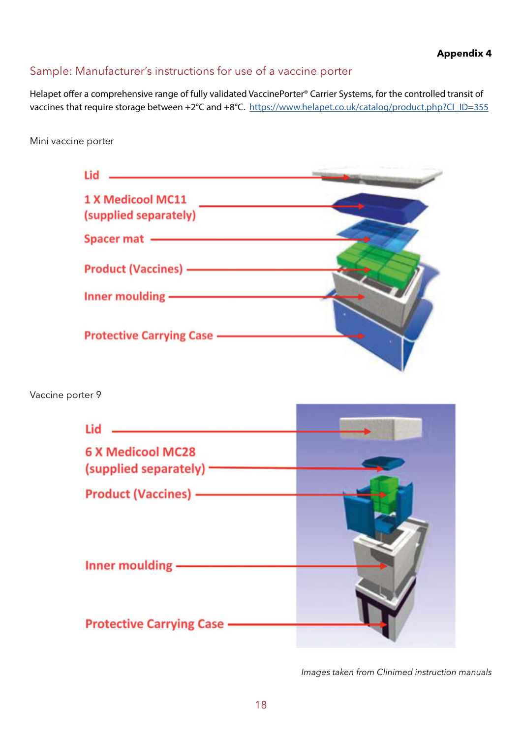**Appendix 4**

## Sample: Manufacturer's instructions for use of a vaccine porter

Helapet offer a comprehensive range of fully validated VaccinePorter® Carrier Systems, for the controlled transit of vaccines that require storage between +2°C and +8°C. https://www.helapet.co.uk/catalog/product.php?CI_ID=355

Mini vaccine porter

- Lid
- 1 X Medicool MC11 (supplied separately)
- Spacer mat
- Product (Vaccines)
- Inner moulding
- Protective Carrying Case

Vaccine porter 9

- Lid
- 6 X Medicool MC28 (supplied separately)
- Product (Vaccines)
- Inner moulding
- Protective Carrying Case

*Images taken from Clinimed instruction manuals*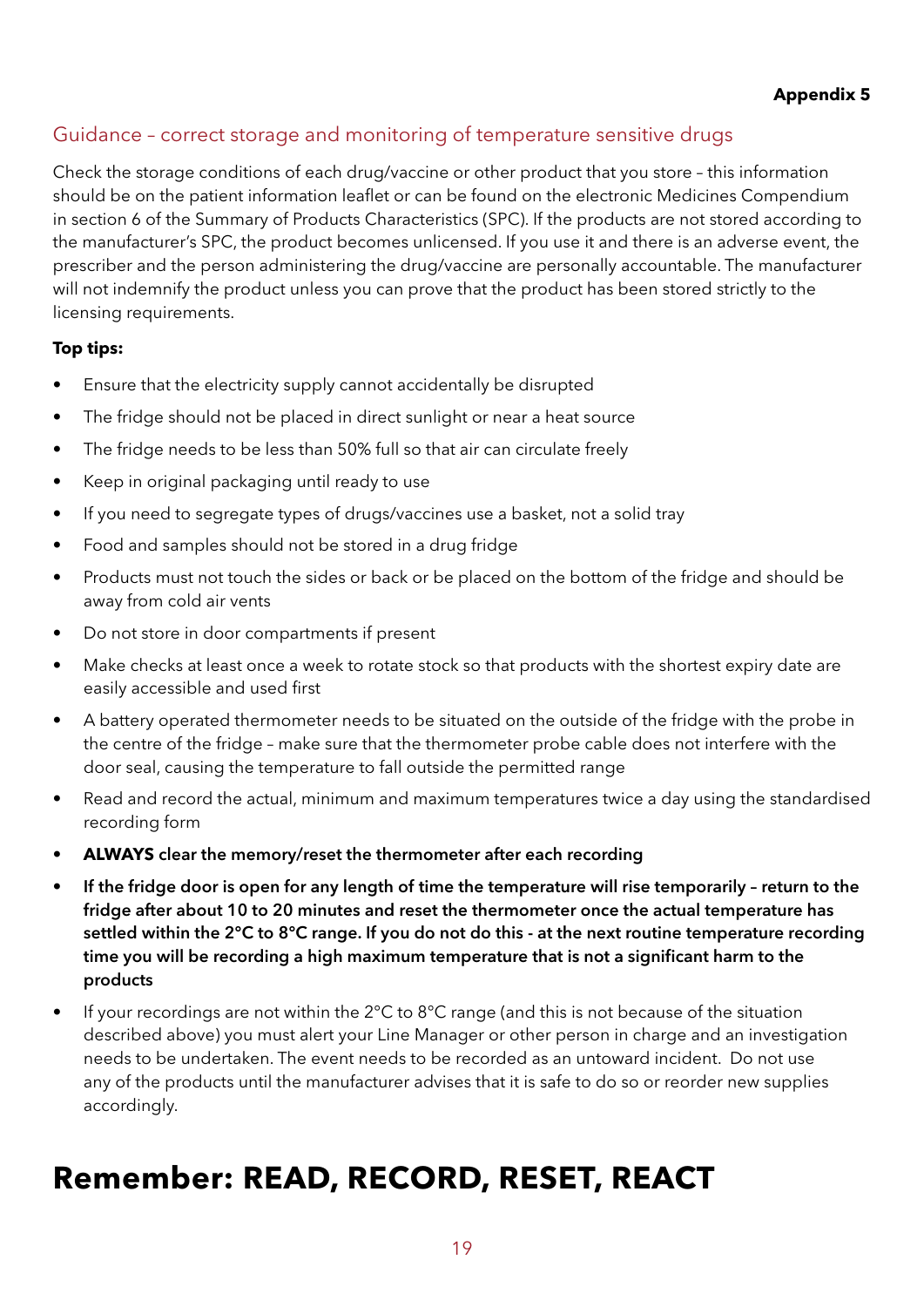**Appendix 5**

## Guidance – correct storage and monitoring of temperature sensitive drugs

Check the storage conditions of each drug/vaccine or other product that you store – this information should be on the patient information leaflet or can be found on the electronic Medicines Compendium in section 6 of the Summary of Products Characteristics (SPC). If the products are not stored according to the manufacturer's SPC, the product becomes unlicensed. If you use it and there is an adverse event, the prescriber and the person administering the drug/vaccine are personally accountable. The manufacturer will not indemnify the product unless you can prove that the product has been stored strictly to the licensing requirements.

**Top tips:**

- Ensure that the electricity supply cannot accidentally be disrupted
- The fridge should not be placed in direct sunlight or near a heat source
- The fridge needs to be less than 50% full so that air can circulate freely
- Keep in original packaging until ready to use
- If you need to segregate types of drugs/vaccines use a basket, not a solid tray
- Food and samples should not be stored in a drug fridge
- Products must not touch the sides or back or be placed on the bottom of the fridge and should be away from cold air vents
- Do not store in door compartments if present
- Make checks at least once a week to rotate stock so that products with the shortest expiry date are easily accessible and used first
- A battery operated thermometer needs to be situated on the outside of the fridge with the probe in the centre of the fridge – make sure that the thermometer probe cable does not interfere with the door seal, causing the temperature to fall outside the permitted range
- Read and record the actual, minimum and maximum temperatures twice a day using the standardised recording form
- **ALWAYS clear the memory/reset the thermometer after each recording**
- **If the fridge door is open for any length of time the temperature will rise temporarily – return to the fridge after about 10 to 20 minutes and reset the thermometer once the actual temperature has settled within the 2°C to 8°C range. If you do not do this - at the next routine temperature recording time you will be recording a high maximum temperature that is not a significant harm to the products**
- If your recordings are not within the 2°C to 8°C range (and this is not because of the situation described above) you must alert your Line Manager or other person in charge and an investigation needs to be undertaken. The event needs to be recorded as an untoward incident. Do not use any of the products until the manufacturer advises that it is safe to do so or reorder new supplies accordingly.

# Remember: READ, RECORD, RESET, REACT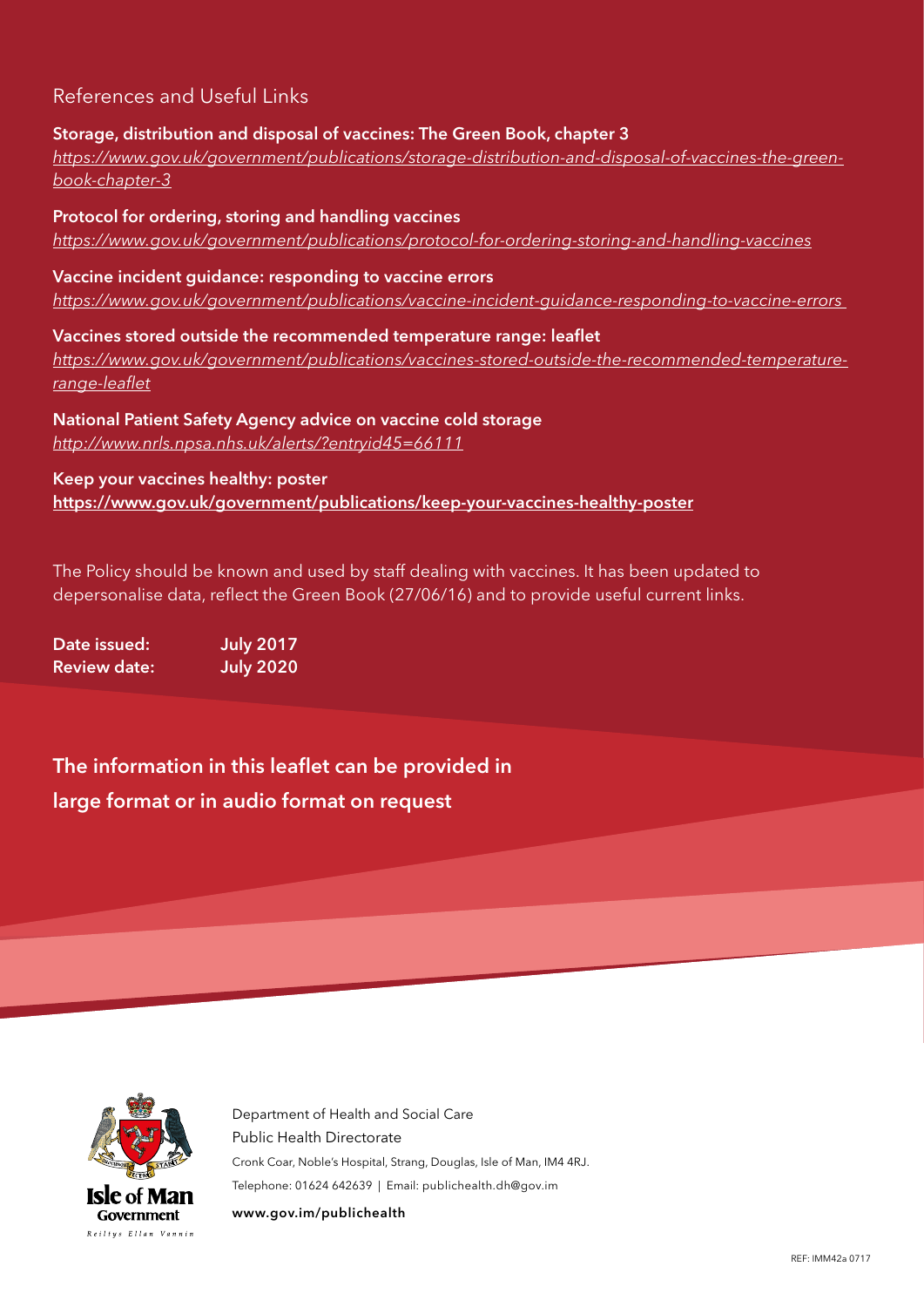## References and Useful Links

**Storage, distribution and disposal of vaccines: The Green Book, chapter 3**
*https://www.gov.uk/government/publications/storage-distribution-and-disposal-of-vaccines-the-green-book-chapter-3*

**Protocol for ordering, storing and handling vaccines**
*https://www.gov.uk/government/publications/protocol-for-ordering-storing-and-handling-vaccines*

**Vaccine incident guidance: responding to vaccine errors**
*https://www.gov.uk/government/publications/vaccine-incident-guidance-responding-to-vaccine-errors*

**Vaccines stored outside the recommended temperature range: leaflet**
*https://www.gov.uk/government/publications/vaccines-stored-outside-the-recommended-temperature-range-leaflet*

**National Patient Safety Agency advice on vaccine cold storage**
*http://www.nrls.npsa.nhs.uk/alerts/?entryid45=66111*

**Keep your vaccines healthy: poster**
**https://www.gov.uk/government/publications/keep-your-vaccines-healthy-poster**

The Policy should be known and used by staff dealing with vaccines. It has been updated to depersonalise data, reflect the Green Book (27/06/16) and to provide useful current links.

**Date issued:** **July 2017**
**Review date:** **July 2020**

**The information in this leaflet can be provided in large format or in audio format on request**

Isle of Man Government
Reiltys Ellan Vannin

Department of Health and Social Care
Public Health Directorate
Cronk Coar, Noble's Hospital, Strang, Douglas, Isle of Man, IM4 4RJ.
Telephone: 01624 642639 | Email: publichealth.dh@gov.im
**www.gov.im/publichealth**

REF: IMM42a 0717